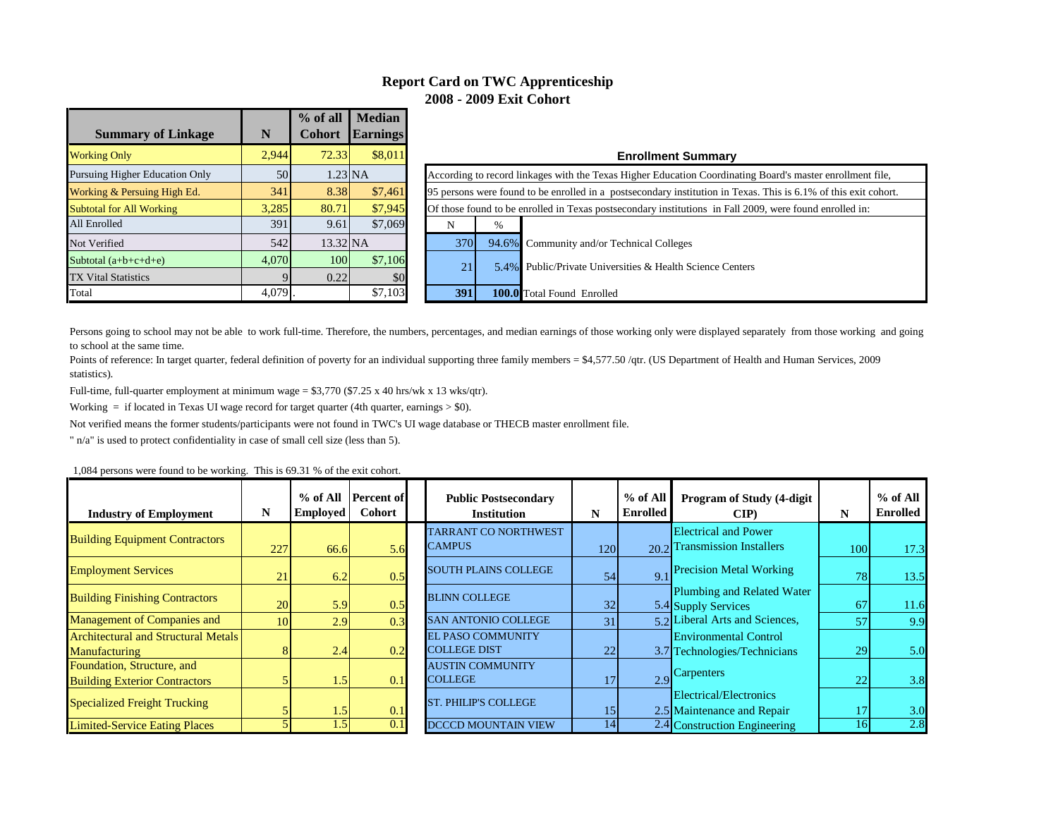# Report Card on TWC Apprenticeship
## 2008 - 2009 Exit Cohort

| Summary of Linkage | N | % of all Cohort | Median Earnings |
|---|---|---|---|
| Working Only | 2,944 | 72.33 | $8,011 |
| Pursuing Higher Education Only | 50 | 1.23 | NA |
| Working & Persuing High Ed. | 341 | 8.38 | $7,461 |
| Subtotal for All Working | 3,285 | 80.71 | $7,945 |
| All Enrolled | 391 | 9.61 | $7,069 |
| Not Verified | 542 | 13.32 | NA |
| Subtotal (a+b+c+d+e) | 4,070 | 100 | $7,106 |
| TX Vital Statistics | 9 | 0.22 | $0 |
| Total | 4,079 | . | $7,103 |

**Enrollment Summary**

According to record linkages with the Texas Higher Education Coordinating Board's master enrollment file, 95 persons were found to be enrolled in a postsecondary institution in Texas. This is 6.1% of this exit cohort. Of those found to be enrolled in Texas postsecondary institutions in Fall 2009, were found enrolled in:

| N | % | |
|---|---|---|
| 370 | 94.6% | Community and/or Technical Colleges |
| 21 | 5.4% | Public/Private Universities & Health Science Centers |
| **391** | **100.0** | Total Found Enrolled |

Persons going to school may not be able to work full-time. Therefore, the numbers, percentages, and median earnings of those working only were displayed separately from those working and going to school at the same time.

Points of reference: In target quarter, federal definition of poverty for an individual supporting three family members = $4,577.50 /qtr. (US Department of Health and Human Services, 2009 statistics).

Full-time, full-quarter employment at minimum wage = $3,770 ($7.25 x 40 hrs/wk x 13 wks/qtr).

Working = if located in Texas UI wage record for target quarter (4th quarter, earnings > $0).

Not verified means the former students/participants were not found in TWC's UI wage database or THECB master enrollment file.

" n/a" is used to protect confidentiality in case of small cell size (less than 5).

1,084 persons were found to be working. This is 69.31 % of the exit cohort.

| Industry of Employment | N | % of All Employed | Percent of Cohort |
|---|---|---|---|
| Building Equipment Contractors | 227 | 66.6 | 5.6 |
| Employment Services | 21 | 6.2 | 0.5 |
| Building Finishing Contractors | 20 | 5.9 | 0.5 |
| Management of Companies and | 10 | 2.9 | 0.3 |
| Architectural and Structural Metals Manufacturing | 8 | 2.4 | 0.2 |
| Foundation, Structure, and Building Exterior Contractors | 5 | 1.5 | 0.1 |
| Specialized Freight Trucking | 5 | 1.5 | 0.1 |
| Limited-Service Eating Places | 5 | 1.5 | 0.1 |

| Public Postsecondary Institution | N | % of All Enrolled |
|---|---|---|
| TARRANT CO NORTHWEST CAMPUS | 120 | 20.2 |
| SOUTH PLAINS COLLEGE | 54 | 9.1 |
| BLINN COLLEGE | 32 | 5.4 |
| SAN ANTONIO COLLEGE | 31 | 5.2 |
| EL PASO COMMUNITY COLLEGE DIST | 22 | 3.7 |
| AUSTIN COMMUNITY COLLEGE | 17 | 2.9 |
| ST. PHILIP'S COLLEGE | 15 | 2.5 |
| DCCCD MOUNTAIN VIEW | 14 | 2.4 |

| Program of Study (4-digit CIP) | N | % of All Enrolled |
|---|---|---|
| Electrical and Power Transmission Installers | 100 | 17.3 |
| Precision Metal Working | 78 | 13.5 |
| Plumbing and Related Water Supply Services | 67 | 11.6 |
| Liberal Arts and Sciences, | 57 | 9.9 |
| Environmental Control Technologies/Technicians | 29 | 5.0 |
| Carpenters | 22 | 3.8 |
| Electrical/Electronics Maintenance and Repair | 17 | 3.0 |
| Construction Engineering | 16 | 2.8 |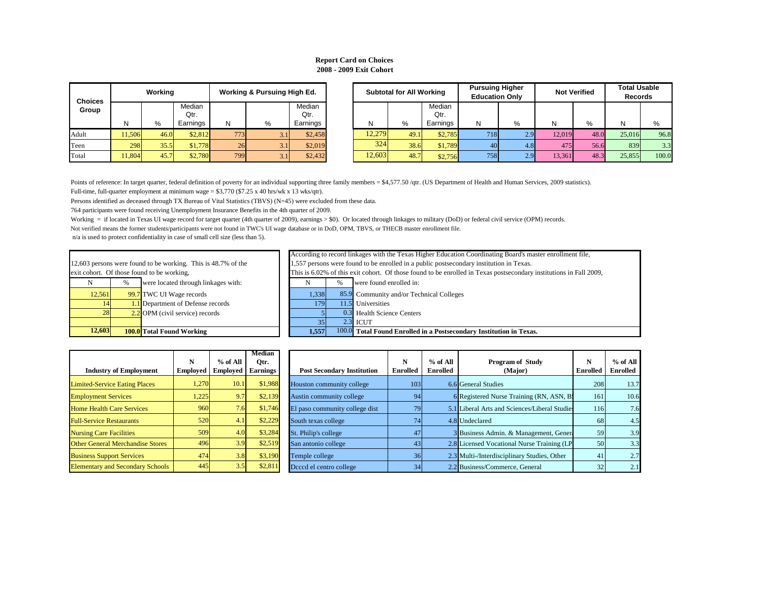**Report Card on Choices**
**2008 - 2009 Exit Cohort**

| Choices Group | Working | | | Working & Pursuing High Ed. | | | Subtotal for All Working | | | Pursuing Higher Education Only | | Not Verified | | Total Usable Records | |
|---|---|---|---|---|---|---|---|---|---|---|---|---|---|---|---|
| | N | % | Median Qtr. Earnings | N | % | Median Qtr. Earnings | N | % | Median Qtr. Earnings | N | % | N | % | N | % |
| Adult | 11,506 | 46.0 | $2,812 | 773 | 3.1 | $2,458 | 12,279 | 49.1 | $2,785 | 718 | 2.9 | 12,019 | 48.0 | 25,016 | 96.8 |
| Teen | 298 | 35.5 | $1,778 | 26 | 3.1 | $2,019 | 324 | 38.6 | $1,789 | 40 | 4.8 | 475 | 56.6 | 839 | 3.3 |
| Total | 11,804 | 45.7 | $2,780 | 799 | 3.1 | $2,432 | 12,603 | 48.7 | $2,756 | 758 | 2.9 | 13,361 | 48.3 | 25,855 | 100.0 |

Points of reference: In target quarter, federal definition of poverty for an individual supporting three family members = $4,577.50 /qtr. (US Department of Health and Human Services, 2009 statistics).

Full-time, full-quarter employment at minimum wage = $3,770 ($7.25 x 40 hrs/wk x 13 wks/qtr).

Persons identified as deceased through TX Bureau of Vital Statistics (TBVS) (N=45) were excluded from these data.

764 participants were found receiving Unemployment Insurance Benefits in the 4th quarter of 2009.

Working = if located in Texas UI wage record for target quarter (4th quarter of 2009), earnings > $0). Or located through linkages to military (DoD) or federal civil service (OPM) records.

Not verified means the former students/participants were not found in TWC's UI wage database or in DoD, OPM, TBVS, or THECB master enrollment file.

n/a is used to protect confidentiality in case of small cell size (less than 5).

12,603 persons were found to be working. This is 48.7% of the exit cohort. Of those found to be working,

| N | % | were located through linkages with: |
|---|---|---|
| 12,561 | 99.7 | TWC UI Wage records |
| 14 | 1.1 | Department of Defense records |
| 28 | 2.2 | OPM (civil service) records |
| | | |
| **12,603** | **100.0** | **Total Found Working** |

According to record linkages with the Texas Higher Education Coordinating Board's master enrollment file, 1,557 persons were found to be enrolled in a public postsecondary institution in Texas. This is 6.02% of this exit cohort. Of those found to be enrolled in Texas postsecondary institutions in Fall 2009,

| N | % | were found enrolled in: |
|---|---|---|
| 1,338 | 85.9 | Community and/or Technical Colleges |
| 179 | 11.5 | Universities |
| 5 | 0.3 | Health Science Centers |
| 35 | 2.3 | ICUT |
| **1,557** | **100.0** | **Total Found Enrolled in a Postsecondary Institution in Texas.** |

| Industry of Employment | N Employed | % of All Employed | Median Qtr. Earnings |
|---|---|---|---|
| Limited-Service Eating Places | 1,270 | 10.1 | $1,988 |
| Employment Services | 1,225 | 9.7 | $2,139 |
| Home Health Care Services | 960 | 7.6 | $1,746 |
| Full-Service Restaurants | 520 | 4.1 | $2,229 |
| Nursing Care Facilities | 509 | 4.0 | $3,284 |
| Other General Merchandise Stores | 496 | 3.9 | $2,519 |
| Business Support Services | 474 | 3.8 | $3,190 |
| Elementary and Secondary Schools | 445 | 3.5 | $2,811 |

| Post Secondary Institution | N Enrolled | % of All Enrolled | Program of Study (Major) | N Enrolled | % of All Enrolled |
|---|---|---|---|---|---|
| Houston community college | 103 | 6.6 | General Studies | 208 | 13.7 |
| Austin community college | 94 | 6 | Registered Nurse Training (RN, ASN, B | 161 | 10.6 |
| El paso community college dist | 79 | 5.1 | Liberal Arts and Sciences/Liberal Studie | 116 | 7.6 |
| South texas college | 74 | 4.8 | Undeclared | 68 | 4.5 |
| St. Philip's college | 47 | 3 | Business Admin. & Management, Gener | 59 | 3.9 |
| San antonio college | 43 | 2.8 | Licensed Vocational Nurse Training (LP | 50 | 3.3 |
| Temple college | 36 | 2.3 | Multi-/Interdisciplinary Studies, Other | 41 | 2.7 |
| Dcccd el centro college | 34 | 2.2 | Business/Commerce, General | 32 | 2.1 |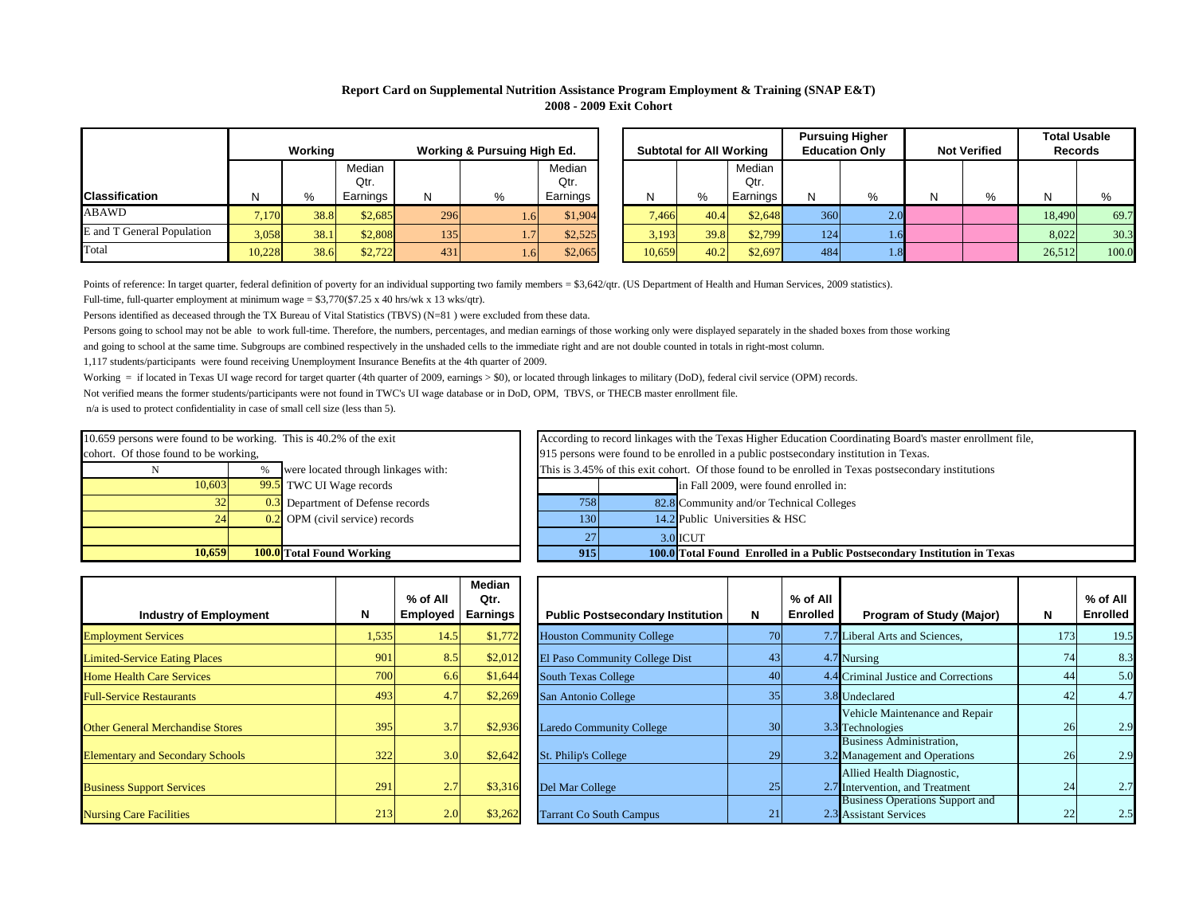**Report Card on Supplemental Nutrition Assistance Program Employment & Training (SNAP E&T)**
**2008 - 2009 Exit Cohort**

| Classification | Working | | | Working & Pursuing High Ed. | | | Subtotal for All Working | | | Pursuing Higher Education Only | | Not Verified | | Total Usable Records | |
|---|---|---|---|---|---|---|---|---|---|---|---|---|---|---|---|
| | N | % | Median Qtr. Earnings | N | % | Median Qtr. Earnings | N | % | Median Qtr. Earnings | N | % | N | % | N | % |
| ABAWD | 7,170 | 38.8 | $2,685 | 296 | 1.6 | $1,904 | 7,466 | 40.4 | $2,648 | 360 | 2.0 | | | 18,490 | 69.7 |
| E and T General Population | 3,058 | 38.1 | $2,808 | 135 | 1.7 | $2,525 | 3,193 | 39.8 | $2,799 | 124 | 1.6 | | | 8,022 | 30.3 |
| Total | 10,228 | 38.6 | $2,722 | 431 | 1.6 | $2,065 | 10,659 | 40.2 | $2,697 | 484 | 1.8 | | | 26,512 | 100.0 |

Points of reference: In target quarter, federal definition of poverty for an individual supporting two family members = $3,642/qtr. (US Department of Health and Human Services, 2009 statistics).

Full-time, full-quarter employment at minimum wage = $3,770($7.25 x 40 hrs/wk x 13 wks/qtr).

Persons identified as deceased through the TX Bureau of Vital Statistics (TBVS) (N=81 ) were excluded from these data.

Persons going to school may not be able to work full-time. Therefore, the numbers, percentages, and median earnings of those working only were displayed separately in the shaded boxes from those working and going to school at the same time. Subgroups are combined respectively in the unshaded cells to the immediate right and are not double counted in totals in right-most column.

1,117 students/participants were found receiving Unemployment Insurance Benefits at the 4th quarter of 2009.

Working = if located in Texas UI wage record for target quarter (4th quarter of 2009, earnings > $0), or located through linkages to military (DoD), federal civil service (OPM) records.

Not verified means the former students/participants were not found in TWC's UI wage database or in DoD, OPM, TBVS, or THECB master enrollment file.

n/a is used to protect confidentiality in case of small cell size (less than 5).

10.659 persons were found to be working. This is 40.2% of the exit cohort. Of those found to be working,

| N | % | were located through linkages with: |
|---|---|---|
| 10,603 | 99.5 | TWC UI Wage records |
| 32 | 0.3 | Department of Defense records |
| 24 | 0.2 | OPM (civil service) records |
| | | |
| **10,659** | **100.0** | **Total Found Working** |

According to record linkages with the Texas Higher Education Coordinating Board's master enrollment file, 915 persons were found to be enrolled in a public postsecondary institution in Texas. This is 3.45% of this exit cohort. Of those found to be enrolled in Texas postsecondary institutions in Fall 2009, were found enrolled in:

| N | % | |
|---|---|---|
| 758 | 82.8 | Community and/or Technical Colleges |
| 130 | 14.2 | Public Universities & HSC |
| 27 | 3.0 | ICUT |
| **915** | **100.0** | **Total Found Enrolled in a Public Postsecondary Institution in Texas** |

| Industry of Employment | N | % of All Employed | Median Qtr. Earnings |
|---|---|---|---|
| Employment Services | 1,535 | 14.5 | $1,772 |
| Limited-Service Eating Places | 901 | 8.5 | $2,012 |
| Home Health Care Services | 700 | 6.6 | $1,644 |
| Full-Service Restaurants | 493 | 4.7 | $2,269 |
| Other General Merchandise Stores | 395 | 3.7 | $2,936 |
| Elementary and Secondary Schools | 322 | 3.0 | $2,642 |
| Business Support Services | 291 | 2.7 | $3,316 |
| Nursing Care Facilities | 213 | 2.0 | $3,262 |

| Public Postsecondary Institution | N | % of All Enrolled |
|---|---|---|
| Houston Community College | 70 | 7.7 |
| El Paso Community College Dist | 43 | 4.7 |
| South Texas College | 40 | 4.4 |
| San Antonio College | 35 | 3.8 |
| Laredo Community College | 30 | 3.3 |
| St. Philip's College | 29 | 3.2 |
| Del Mar College | 25 | 2.7 |
| Tarrant Co South Campus | 21 | 2.3 |

| Program of Study (Major) | N | % of All Enrolled |
|---|---|---|
| Liberal Arts and Sciences, | 173 | 19.5 |
| Nursing | 74 | 8.3 |
| Criminal Justice and Corrections | 44 | 5.0 |
| Undeclared | 42 | 4.7 |
| Vehicle Maintenance and Repair Technologies | 26 | 2.9 |
| Business Administration, Management and Operations | 26 | 2.9 |
| Allied Health Diagnostic, Intervention, and Treatment | 24 | 2.7 |
| Business Operations Support and Assistant Services | 22 | 2.5 |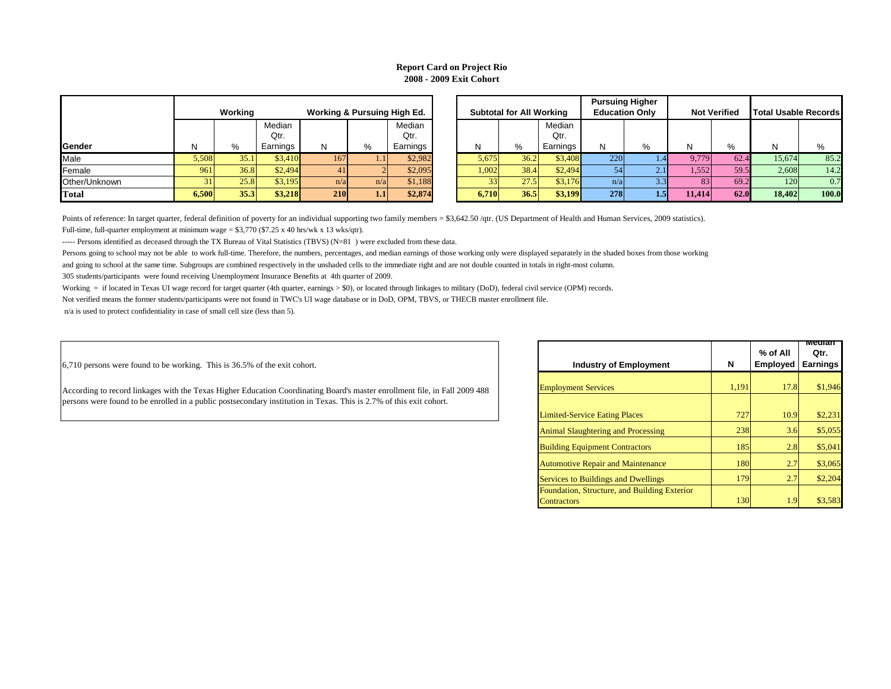# Report Card on Project Rio
## 2008 - 2009 Exit Cohort

| Gender | Working | | | Working & Pursuing High Ed. | | | Subtotal for All Working | | | Pursuing Higher Education Only | | Not Verified | | Total Usable Records | |
|---|---|---|---|---|---|---|---|---|---|---|---|---|---|---|---|
| | N | % | Median Qtr. Earnings | N | % | Median Qtr. Earnings | N | % | Median Qtr. Earnings | N | % | N | % | N | % |
| Male | 5,508 | 35.1 | $3,410 | 167 | 1.1 | $2,982 | 5,675 | 36.2 | $3,408 | 220 | 1.4 | 9,779 | 62.4 | 15,674 | 85.2 |
| Female | 961 | 36.8 | $2,494 | 41 | 2 | $2,095 | 1,002 | 38.4 | $2,494 | 54 | 2.1 | 1,552 | 59.5 | 2,608 | 14.2 |
| Other/Unknown | 31 | 25.8 | $3,195 | n/a | n/a | $1,188 | 33 | 27.5 | $3,176 | n/a | 3.3 | 83 | 69.2 | 120 | 0.7 |
| **Total** | **6,500** | **35.3** | **$3,218** | **210** | **1.1** | **$2,874** | **6,710** | **36.5** | **$3,199** | **278** | **1.5** | **11,414** | **62.0** | **18,402** | **100.0** |

Points of reference: In target quarter, federal definition of poverty for an individual supporting two family members = $3,642.50 /qtr. (US Department of Health and Human Services, 2009 statistics).

Full-time, full-quarter employment at minimum wage = $3,770 ($7.25 x 40 hrs/wk x 13 wks/qtr).

----- Persons identified as deceased through the TX Bureau of Vital Statistics (TBVS) (N=81 ) were excluded from these data.

Persons going to school may not be able to work full-time. Therefore, the numbers, percentages, and median earnings of those working only were displayed separately in the shaded boxes from those working and going to school at the same time. Subgroups are combined respectively in the unshaded cells to the immediate right and are not double counted in totals in right-most column.

305 students/participants were found receiving Unemployment Insurance Benefits at 4th quarter of 2009.

Working = if located in Texas UI wage record for target quarter (4th quarter, earnings > $0), or located through linkages to military (DoD), federal civil service (OPM) records.

Not verified means the former students/participants were not found in TWC's UI wage database or in DoD, OPM, TBVS, or THECB master enrollment file.

n/a is used to protect confidentiality in case of small cell size (less than 5).

6,710 persons were found to be working. This is 36.5% of the exit cohort.

According to record linkages with the Texas Higher Education Coordinating Board's master enrollment file, in Fall 2009 488 persons were found to be enrolled in a public postsecondary institution in Texas. This is 2.7% of this exit cohort.

| Industry of Employment | N | % of All Employed | Median Qtr. Earnings |
|---|---|---|---|
| Employment Services | 1,191 | 17.8 | $1,946 |
| Limited-Service Eating Places | 727 | 10.9 | $2,231 |
| Animal Slaughtering and Processing | 238 | 3.6 | $5,055 |
| Building Equipment Contractors | 185 | 2.8 | $5,041 |
| Automotive Repair and Maintenance | 180 | 2.7 | $3,065 |
| Services to Buildings and Dwellings | 179 | 2.7 | $2,204 |
| Foundation, Structure, and Building Exterior Contractors | 130 | 1.9 | $3,583 |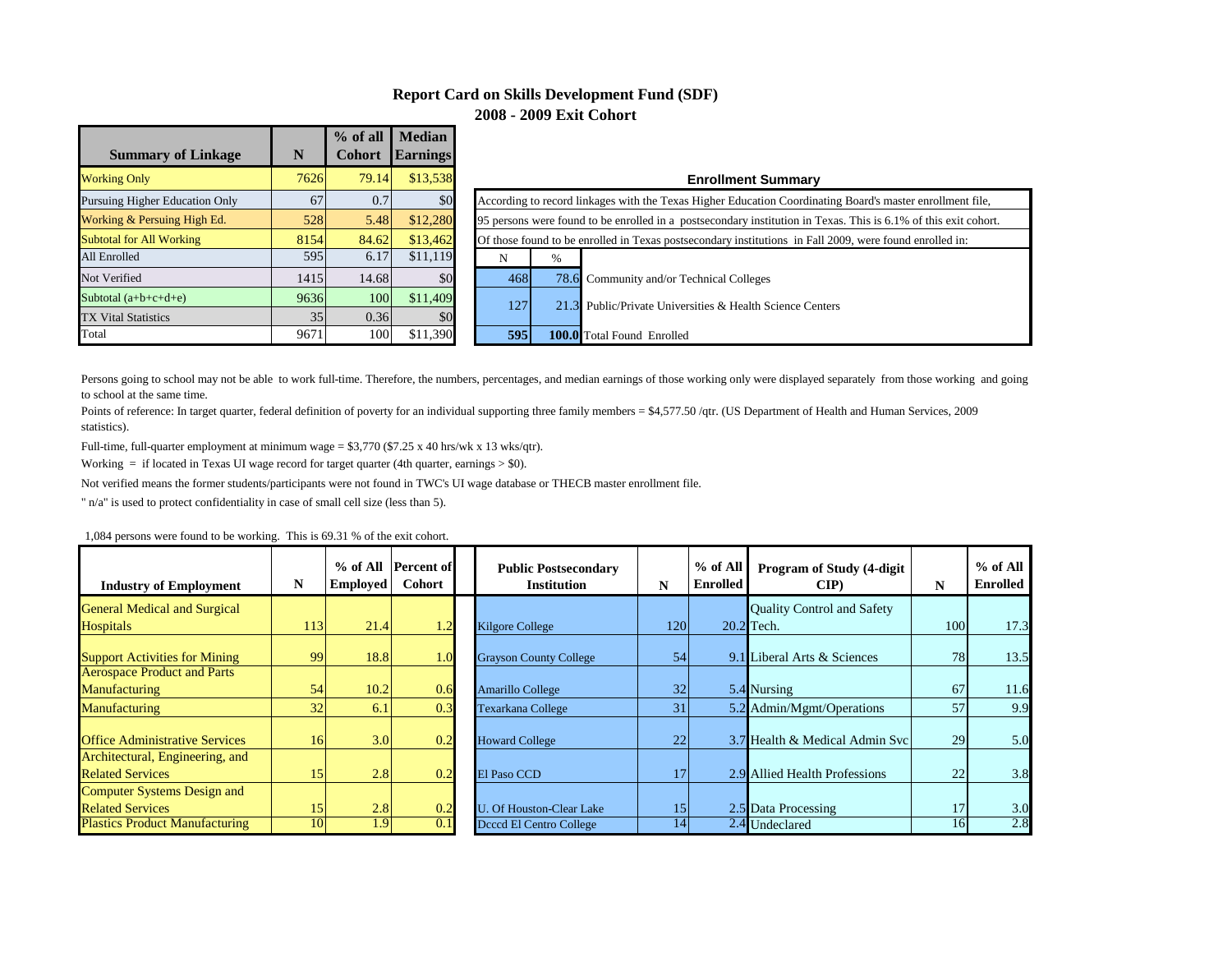# Report Card on Skills Development Fund (SDF)

## 2008 - 2009 Exit Cohort

| Summary of Linkage | N | % of all Cohort | Median Earnings |
|---|---|---|---|
| Working Only | 7626 | 79.14 | $13,538 |
| Pursuing Higher Education Only | 67 | 0.7 | $0 |
| Working & Persuing High Ed. | 528 | 5.48 | $12,280 |
| Subtotal for All Working | 8154 | 84.62 | $13,462 |
| All Enrolled | 595 | 6.17 | $11,119 |
| Not Verified | 1415 | 14.68 | $0 |
| Subtotal (a+b+c+d+e) | 9636 | 100 | $11,409 |
| TX Vital Statistics | 35 | 0.36 | $0 |
| Total | 9671 | 100 | $11,390 |

**Enrollment Summary**

According to record linkages with the Texas Higher Education Coordinating Board's master enrollment file,

95 persons were found to be enrolled in a postsecondary institution in Texas. This is 6.1% of this exit cohort.

Of those found to be enrolled in Texas postsecondary institutions in Fall 2009, were found enrolled in:

| N | % | |
|---|---|---|
| 468 | 78.6 | Community and/or Technical Colleges |
| 127 | 21.3 | Public/Private Universities & Health Science Centers |
| **595** | **100.0** | Total Found Enrolled |

Persons going to school may not be able to work full-time. Therefore, the numbers, percentages, and median earnings of those working only were displayed separately from those working and going to school at the same time.

Points of reference: In target quarter, federal definition of poverty for an individual supporting three family members = $4,577.50 /qtr. (US Department of Health and Human Services, 2009 statistics).

Full-time, full-quarter employment at minimum wage = $3,770 ($7.25 x 40 hrs/wk x 13 wks/qtr).

Working = if located in Texas UI wage record for target quarter (4th quarter, earnings > $0).

Not verified means the former students/participants were not found in TWC's UI wage database or THECB master enrollment file.

" n/a" is used to protect confidentiality in case of small cell size (less than 5).

1,084 persons were found to be working. This is 69.31 % of the exit cohort.

| Industry of Employment | N | % of All Employed | Percent of Cohort |
|---|---|---|---|
| General Medical and Surgical Hospitals | 113 | 21.4 | 1.2 |
| Support Activities for Mining | 99 | 18.8 | 1.0 |
| Aerospace Product and Parts Manufacturing | 54 | 10.2 | 0.6 |
| Manufacturing | 32 | 6.1 | 0.3 |
| Office Administrative Services | 16 | 3.0 | 0.2 |
| Architectural, Engineering, and Related Services | 15 | 2.8 | 0.2 |
| Computer Systems Design and Related Services | 15 | 2.8 | 0.2 |
| Plastics Product Manufacturing | 10 | 1.9 | 0.1 |

| Public Postsecondary Institution | N | % of All Enrolled |
|---|---|---|
| Kilgore College | 120 | 20.2 |
| Grayson County College | 54 | 9.1 |
| Amarillo College | 32 | 5.4 |
| Texarkana College | 31 | 5.2 |
| Howard College | 22 | 3.7 |
| El Paso CCD | 17 | 2.9 |
| U. Of Houston-Clear Lake | 15 | 2.5 |
| Dcccd El Centro College | 14 | 2.4 |

| Program of Study (4-digit CIP) | N | % of All Enrolled |
|---|---|---|
| Quality Control and Safety Tech. | 100 | 17.3 |
| Liberal Arts & Sciences | 78 | 13.5 |
| Nursing | 67 | 11.6 |
| Admin/Mgmt/Operations | 57 | 9.9 |
| Health & Medical Admin Svc | 29 | 5.0 |
| Allied Health Professions | 22 | 3.8 |
| Data Processing | 17 | 3.0 |
| Undeclared | 16 | 2.8 |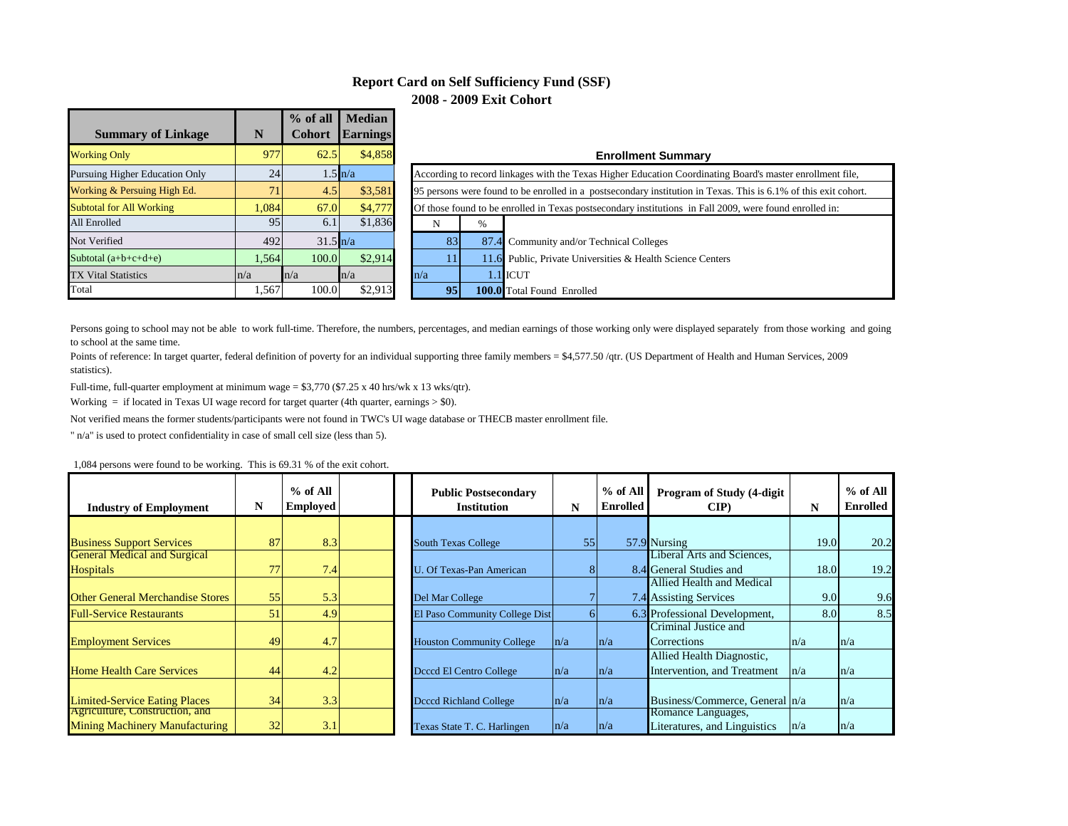# Report Card on Self Sufficiency Fund (SSF)
## 2008 - 2009 Exit Cohort

| Summary of Linkage | N | % of all Cohort | Median Earnings |
|---|---|---|---|
| Working Only | 977 | 62.5 | $4,858 |
| Pursuing Higher Education Only | 24 | 1.5 | n/a |
| Working & Persuing High Ed. | 71 | 4.5 | $3,581 |
| Subtotal for All Working | 1,084 | 67.0 | $4,777 |
| All Enrolled | 95 | 6.1 | $1,836 |
| Not Verified | 492 | 31.5 | n/a |
| Subtotal (a+b+c+d+e) | 1,564 | 100.0 | $2,914 |
| TX Vital Statistics | n/a | n/a | n/a |
| Total | 1,567 | 100.0 | $2,913 |

**Enrollment Summary**

According to record linkages with the Texas Higher Education Coordinating Board's master enrollment file,

95 persons were found to be enrolled in a postsecondary institution in Texas. This is 6.1% of this exit cohort.

Of those found to be enrolled in Texas postsecondary institutions in Fall 2009, were found enrolled in:

| N | % | |
|---|---|---|
| 83 | 87.4 | Community and/or Technical Colleges |
| 11 | 11.6 | Public, Private Universities & Health Science Centers |
| n/a | 1.1 | ICUT |
| **95** | **100.0** | Total Found Enrolled |

Persons going to school may not be able to work full-time. Therefore, the numbers, percentages, and median earnings of those working only were displayed separately from those working and going to school at the same time.

Points of reference: In target quarter, federal definition of poverty for an individual supporting three family members = $4,577.50 /qtr. (US Department of Health and Human Services, 2009 statistics).

Full-time, full-quarter employment at minimum wage = $3,770 ($7.25 x 40 hrs/wk x 13 wks/qtr).

Working = if located in Texas UI wage record for target quarter (4th quarter, earnings > $0).

Not verified means the former students/participants were not found in TWC's UI wage database or THECB master enrollment file.

" n/a" is used to protect confidentiality in case of small cell size (less than 5).

1,084 persons were found to be working. This is 69.31 % of the exit cohort.

| Industry of Employment | N | % of All Employed |
|---|---|---|
| Business Support Services | 87 | 8.3 |
| General Medical and Surgical Hospitals | 77 | 7.4 |
| Other General Merchandise Stores | 55 | 5.3 |
| Full-Service Restaurants | 51 | 4.9 |
| Employment Services | 49 | 4.7 |
| Home Health Care Services | 44 | 4.2 |
| Limited-Service Eating Places | 34 | 3.3 |
| Agriculture, Construction, and Mining Machinery Manufacturing | 32 | 3.1 |

| Public Postsecondary Institution | N | % of All Enrolled | Program of Study (4-digit CIP) | N | % of All Enrolled |
|---|---|---|---|---|---|
| South Texas College | 55 | 57.9 | Nursing | 19.0 | 20.2 |
| U. Of Texas-Pan American | 8 | 8.4 | Liberal Arts and Sciences, General Studies and | 18.0 | 19.2 |
| Del Mar College | 7 | 7.4 | Allied Health and Medical Assisting Services | 9.0 | 9.6 |
| El Paso Community College Dist | 6 | 6.3 | Professional Development, | 8.0 | 8.5 |
| Houston Community College | n/a | n/a | Criminal Justice and Corrections | n/a | n/a |
| Dcccd El Centro College | n/a | n/a | Allied Health Diagnostic, Intervention, and Treatment | n/a | n/a |
| Dcccd Richland College | n/a | n/a | Business/Commerce, General | n/a | n/a |
| Texas State T. C. Harlingen | n/a | n/a | Romance Languages, Literatures, and Linguistics | n/a | n/a |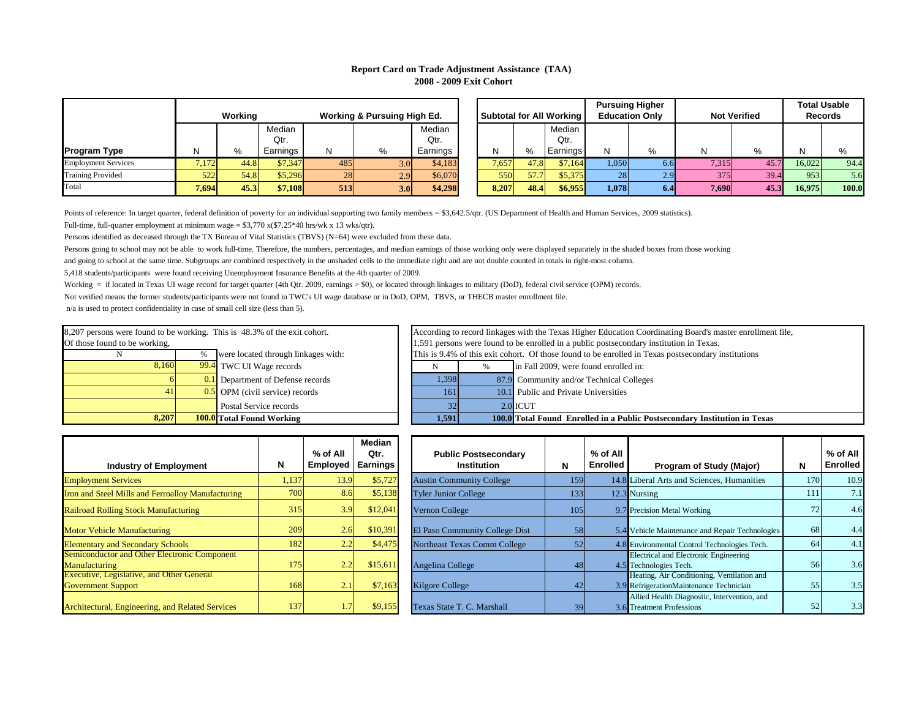# Report Card on Trade Adjustment Assistance (TAA)
## 2008 - 2009 Exit Cohort

| Program Type | Working | | | Working & Pursuing High Ed. | | | Subtotal for All Working | | | Pursuing Higher Education Only | | Not Verified | | Total Usable Records | |
|---|---|---|---|---|---|---|---|---|---|---|---|---|---|---|---|
| | N | % | Median Qtr. Earnings | N | % | Median Qtr. Earnings | N | % | Median Qtr. Earnings | N | % | N | % | N | % |
| Employment Services | 7,172 | 44.8 | $7,347 | 485 | 3.0 | $4,183 | 7,657 | 47.8 | $7,164 | 1,050 | 6.6 | 7,315 | 45.7 | 16,022 | 94.4 |
| Training Provided | 522 | 54.8 | $5,296 | 28 | 2.9 | $6,070 | 550 | 57.7 | $5,375 | 28 | 2.9 | 375 | 39.4 | 953 | 5.6 |
| **Total** | **7,694** | **45.3** | **$7,108** | **513** | **3.0** | **$4,298** | **8,207** | **48.4** | **$6,955** | **1,078** | **6.4** | **7,690** | **45.3** | **16,975** | **100.0** |

Points of reference: In target quarter, federal definition of poverty for an individual supporting two family members = $3,642.5/qtr. (US Department of Health and Human Services, 2009 statistics).

Full-time, full-quarter employment at minimum wage = $3,770 x($7.25*40 hrs/wk x 13 wks/qtr).

Persons identified as deceased through the TX Bureau of Vital Statistics (TBVS) (N=64) were excluded from these data.

Persons going to school may not be able to work full-time. Therefore, the numbers, percentages, and median earnings of those working only were displayed separately in the shaded boxes from those working and going to school at the same time. Subgroups are combined respectively in the unshaded cells to the immediate right and are not double counted in totals in right-most column.

5,418 students/participants were found receiving Unemployment Insurance Benefits at the 4th quarter of 2009.

Working = if located in Texas UI wage record for target quarter (4th Qtr. 2009, earnings > $0), or located through linkages to military (DoD), federal civil service (OPM) records.

Not verified means the former students/participants were not found in TWC's UI wage database or in DoD, OPM, TBVS, or THECB master enrollment file.

n/a is used to protect confidentiality in case of small cell size (less than 5).

8,207 persons were found to be working. This is 48.3% of the exit cohort.
Of those found to be working,

| N | % | were located through linkages with: |
|---|---|---|
| 8,160 | 99.4 | TWC UI Wage records |
| 6 | 0.1 | Department of Defense records |
| 41 | 0.5 | OPM (civil service) records |
| | | Postal Service records |
| **8,207** | **100.0** | **Total Found Working** |

According to record linkages with the Texas Higher Education Coordinating Board's master enrollment file, 1,591 persons were found to be enrolled in a public postsecondary institution in Texas. This is 9.4% of this exit cohort. Of those found to be enrolled in Texas postsecondary institutions

| N | % | in Fall 2009, were found enrolled in: |
|---|---|---|
| 1,398 | 87.9 | Community and/or Technical Colleges |
| 161 | 10.1 | Public and Private Universities |
| 32 | 2.0 | ICUT |
| **1,591** | **100.0** | **Total Found Enrolled in a Public Postsecondary Institution in Texas** |

| Industry of Employment | N | % of All Employed | Median Qtr. Earnings |
|---|---|---|---|
| Employment Services | 1,137 | 13.9 | $5,727 |
| Iron and Steel Mills and Ferroalloy Manufacturing | 700 | 8.6 | $5,138 |
| Railroad Rolling Stock Manufacturing | 315 | 3.9 | $12,041 |
| Motor Vehicle Manufacturing | 209 | 2.6 | $10,391 |
| Elementary and Secondary Schools | 182 | 2.2 | $4,475 |
| Semiconductor and Other Electronic Component Manufacturing | 175 | 2.2 | $15,611 |
| Executive, Legislative, and Other General Government Support | 168 | 2.1 | $7,163 |
| Architectural, Engineering, and Related Services | 137 | 1.7 | $9,155 |

| Public Postsecondary Institution | N | % of All Enrolled |
|---|---|---|
| Austin Community College | 159 | 14.8 |
| Tyler Junior College | 133 | 12.3 |
| Vernon College | 105 | 9.7 |
| El Paso Community College Dist | 58 | 5.4 |
| Northeast Texas Comm College | 52 | 4.8 |
| Angelina College | 48 | 4.5 |
| Kilgore College | 42 | 3.9 |
| Texas State T. C. Marshall | 39 | 3.6 |

| Program of Study (Major) | N | % of All Enrolled |
|---|---|---|
| Liberal Arts and Sciences, Humanities | 170 | 10.9 |
| Nursing | 111 | 7.1 |
| Precision Metal Working | 72 | 4.6 |
| Vehicle Maintenance and Repair Technologies | 68 | 4.4 |
| Environmental Control Technologies Tech. | 64 | 4.1 |
| Electrical and Electronic Engineering Technologies Tech. | 56 | 3.6 |
| Heating, Air Conditioning, Ventilation and RefrigerationMaintenance Technician | 55 | 3.5 |
| Allied Health Diagnostic, Intervention, and Treatment Professions | 52 | 3.3 |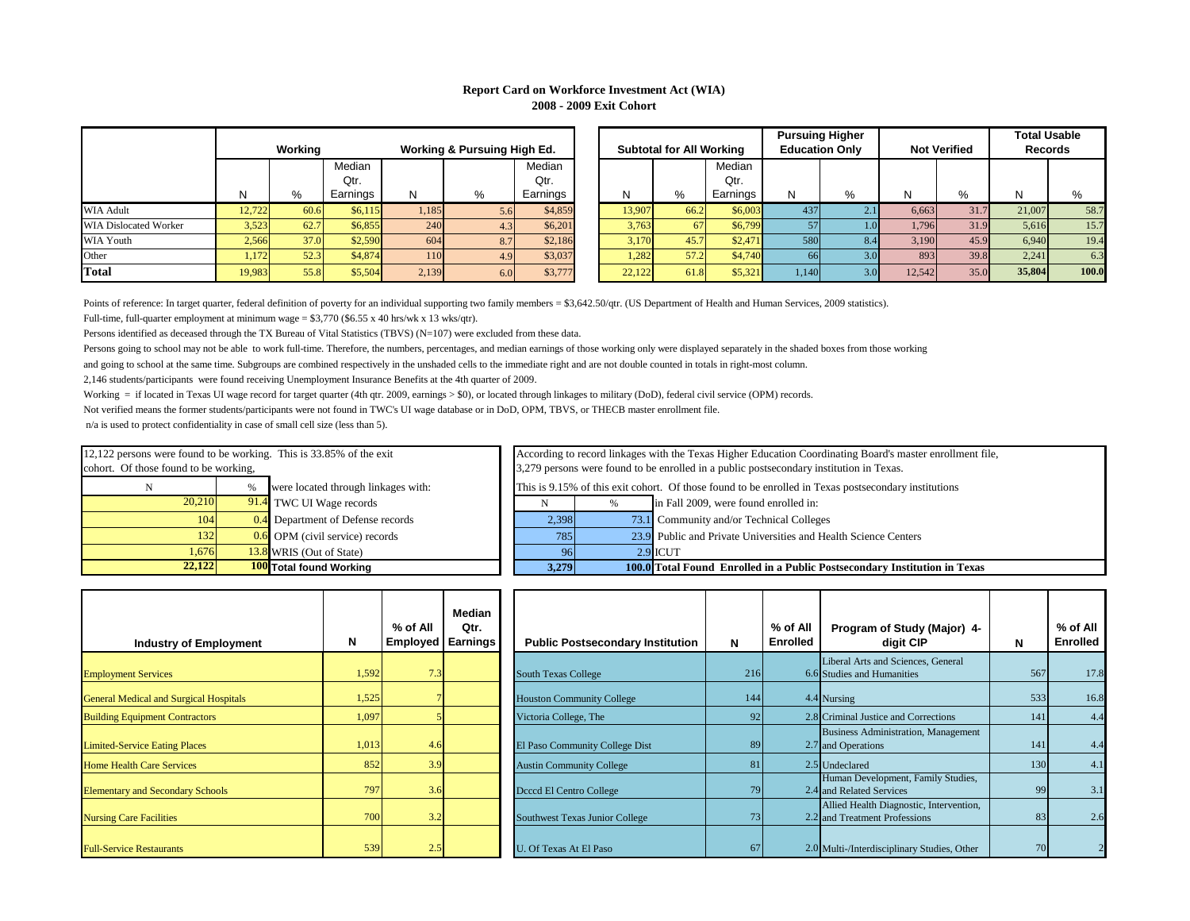# Report Card on Workforce Investment Act (WIA)
## 2008 - 2009 Exit Cohort

| | Working | | | Working & Pursuing High Ed. | | | Subtotal for All Working | | | Pursuing Higher Education Only | | Not Verified | | Total Usable Records | |
|---|---|---|---|---|---|---|---|---|---|---|---|---|---|---|---|
| | N | % | Median Qtr. Earnings | N | % | Median Qtr. Earnings | N | % | Median Qtr. Earnings | N | % | N | % | N | % |
| WIA Adult | 12,722 | 60.6 | $6,115 | 1,185 | 5.6 | $4,859 | 13,907 | 66.2 | $6,003 | 437 | 2.1 | 6,663 | 31.7 | 21,007 | 58.7 |
| WIA Dislocated Worker | 3,523 | 62.7 | $6,855 | 240 | 4.3 | $6,201 | 3,763 | 67 | $6,799 | 57 | 1.0 | 1,796 | 31.9 | 5,616 | 15.7 |
| WIA Youth | 2,566 | 37.0 | $2,590 | 604 | 8.7 | $2,186 | 3,170 | 45.7 | $2,471 | 580 | 8.4 | 3,190 | 45.9 | 6,940 | 19.4 |
| Other | 1,172 | 52.3 | $4,874 | 110 | 4.9 | $3,037 | 1,282 | 57.2 | $4,740 | 66 | 3.0 | 893 | 39.8 | 2,241 | 6.3 |
| **Total** | 19,983 | 55.8 | $5,504 | 2,139 | 6.0 | $3,777 | 22,122 | 61.8 | $5,321 | 1,140 | 3.0 | 12,542 | 35.0 | **35,804** | **100.0** |

Points of reference: In target quarter, federal definition of poverty for an individual supporting two family members = $3,642.50/qtr. (US Department of Health and Human Services, 2009 statistics).

Full-time, full-quarter employment at minimum wage = $3,770 ($6.55 x 40 hrs/wk x 13 wks/qtr).

Persons identified as deceased through the TX Bureau of Vital Statistics (TBVS) (N=107) were excluded from these data.

Persons going to school may not be able to work full-time. Therefore, the numbers, percentages, and median earnings of those working only were displayed separately in the shaded boxes from those working and going to school at the same time. Subgroups are combined respectively in the unshaded cells to the immediate right and are not double counted in totals in right-most column.

2,146 students/participants were found receiving Unemployment Insurance Benefits at the 4th quarter of 2009.

Working = if located in Texas UI wage record for target quarter (4th qtr. 2009, earnings > $0), or located through linkages to military (DoD), federal civil service (OPM) records.

Not verified means the former students/participants were not found in TWC's UI wage database or in DoD, OPM, TBVS, or THECB master enrollment file.

n/a is used to protect confidentiality in case of small cell size (less than 5).

12,122 persons were found to be working. This is 33.85% of the exit cohort. Of those found to be working,

| N | % | were located through linkages with: |
|---|---|---|
| 20,210 | 91.4 | TWC UI Wage records |
| 104 | 0.4 | Department of Defense records |
| 132 | 0.6 | OPM (civil service) records |
| 1,676 | 13.8 | WRIS (Out of State) |
| **22,122** | **100** | **Total found Working** |

According to record linkages with the Texas Higher Education Coordinating Board's master enrollment file, 3,279 persons were found to be enrolled in a public postsecondary institution in Texas.

This is 9.15% of this exit cohort. Of those found to be enrolled in Texas postsecondary institutions

| N | % | in Fall 2009, were found enrolled in: |
|---|---|---|
| 2,398 | 73.1 | Community and/or Technical Colleges |
| 785 | 23.9 | Public and Private Universities and Health Science Centers |
| 96 | 2.9 | ICUT |
| **3,279** | **100.0** | **Total Found Enrolled in a Public Postsecondary Institution in Texas** |

| Industry of Employment | N | % of All Employed | Median Qtr. Earnings |
|---|---|---|---|
| Employment Services | 1,592 | 7.3 | |
| General Medical and Surgical Hospitals | 1,525 | 7 | |
| Building Equipment Contractors | 1,097 | 5 | |
| Limited-Service Eating Places | 1,013 | 4.6 | |
| Home Health Care Services | 852 | 3.9 | |
| Elementary and Secondary Schools | 797 | 3.6 | |
| Nursing Care Facilities | 700 | 3.2 | |
| Full-Service Restaurants | 539 | 2.5 | |

| Public Postsecondary Institution | N | % of All Enrolled | Program of Study (Major) 4-digit CIP | N | % of All Enrolled |
|---|---|---|---|---|---|
| South Texas College | 216 | 6.6 | Liberal Arts and Sciences, General Studies and Humanities | 567 | 17.8 |
| Houston Community College | 144 | 4.4 | Nursing | 533 | 16.8 |
| Victoria College, The | 92 | 2.8 | Criminal Justice and Corrections | 141 | 4.4 |
| El Paso Community College Dist | 89 | 2.7 | Business Administration, Management and Operations | 141 | 4.4 |
| Austin Community College | 81 | 2.5 | Undeclared | 130 | 4.1 |
| Dcccd El Centro College | 79 | 2.4 | Human Development, Family Studies, and Related Services | 99 | 3.1 |
| Southwest Texas Junior College | 73 | 2.2 | Allied Health Diagnostic, Intervention, and Treatment Professions | 83 | 2.6 |
| U. Of Texas At El Paso | 67 | 2.0 | Multi-/Interdisciplinary Studies, Other | 70 | 2 |